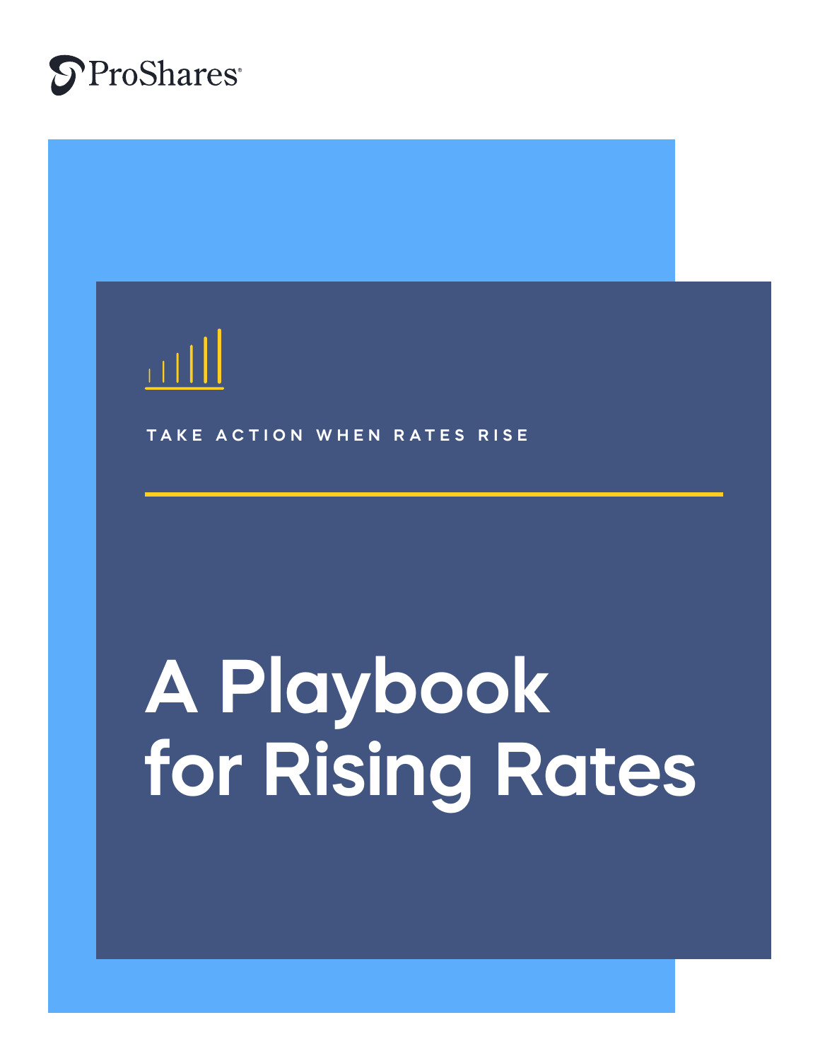ProShares

TAKE ACTION WHEN RATES RISE

# A Playbook for Rising Rates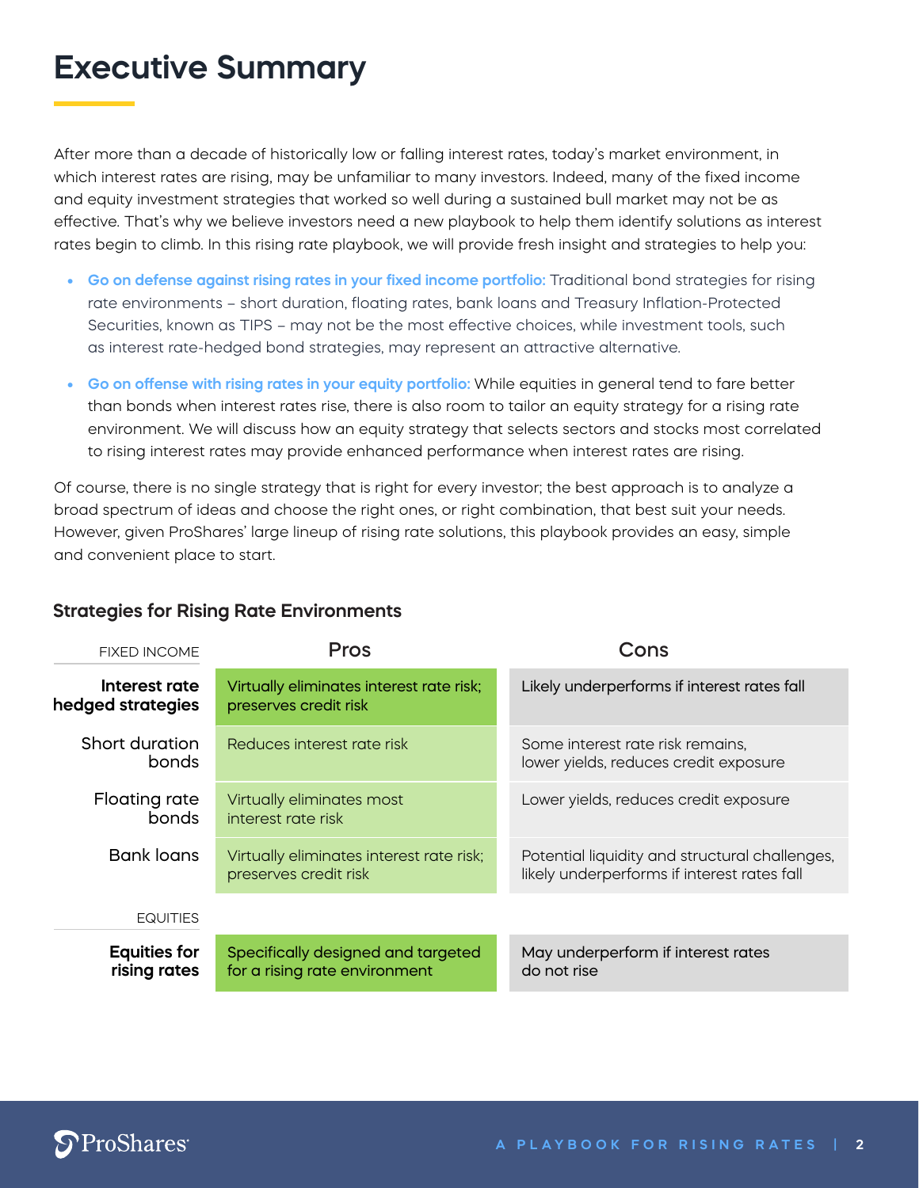# Executive Summary

After more than a decade of historically low or falling interest rates, today's market environment, in which interest rates are rising, may be unfamiliar to many investors. Indeed, many of the fixed income and equity investment strategies that worked so well during a sustained bull market may not be as effective. That's why we believe investors need a new playbook to help them identify solutions as interest rates begin to climb. In this rising rate playbook, we will provide fresh insight and strategies to help you:

- **Go on defense against rising rates in your fixed income portfolio:** Traditional bond strategies for rising rate environments – short duration, floating rates, bank loans and Treasury Inflation-Protected Securities, known as TIPS – may not be the most effective choices, while investment tools, such as interest rate-hedged bond strategies, may represent an attractive alternative.
- **Go on offense with rising rates in your equity portfolio:** While equities in general tend to fare better than bonds when interest rates rise, there is also room to tailor an equity strategy for a rising rate environment. We will discuss how an equity strategy that selects sectors and stocks most correlated to rising interest rates may provide enhanced performance when interest rates are rising.

Of course, there is no single strategy that is right for every investor; the best approach is to analyze a broad spectrum of ideas and choose the right ones, or right combination, that best suit your needs. However, given ProShares' large lineup of rising rate solutions, this playbook provides an easy, simple and convenient place to start.

### Strategies for Rising Rate Environments

| FIXED INCOME | Pros | Cons |
|---|---|---|
| **Interest rate hedged strategies** | Virtually eliminates interest rate risk; preserves credit risk | Likely underperforms if interest rates fall |
| Short duration bonds | Reduces interest rate risk | Some interest rate risk remains, lower yields, reduces credit exposure |
| Floating rate bonds | Virtually eliminates most interest rate risk | Lower yields, reduces credit exposure |
| Bank loans | Virtually eliminates interest rate risk; preserves credit risk | Potential liquidity and structural challenges, likely underperforms if interest rates fall |
| EQUITIES | | |
| **Equities for rising rates** | Specifically designed and targeted for a rising rate environment | May underperform if interest rates do not rise |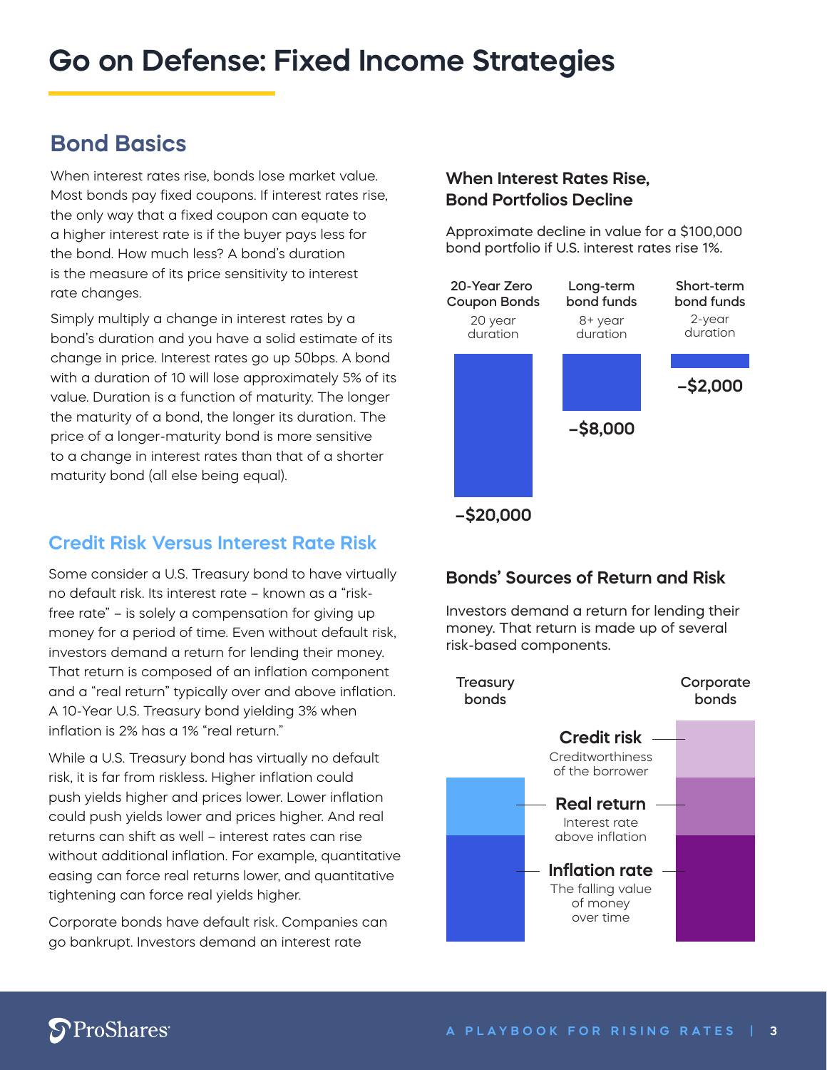# Go on Defense: Fixed Income Strategies

## Bond Basics

When interest rates rise, bonds lose market value. Most bonds pay fixed coupons. If interest rates rise, the only way that a fixed coupon can equate to a higher interest rate is if the buyer pays less for the bond. How much less? A bond's duration is the measure of its price sensitivity to interest rate changes.

Simply multiply a change in interest rates by a bond's duration and you have a solid estimate of its change in price. Interest rates go up 50bps. A bond with a duration of 10 will lose approximately 5% of its value. Duration is a function of maturity. The longer the maturity of a bond, the longer its duration. The price of a longer-maturity bond is more sensitive to a change in interest rates than that of a shorter maturity bond (all else being equal).

### Credit Risk Versus Interest Rate Risk

Some consider a U.S. Treasury bond to have virtually no default risk. Its interest rate – known as a "risk-free rate" – is solely a compensation for giving up money for a period of time. Even without default risk, investors demand a return for lending their money. That return is composed of an inflation component and a "real return" typically over and above inflation. A 10-Year U.S. Treasury bond yielding 3% when inflation is 2% has a 1% "real return."

While a U.S. Treasury bond has virtually no default risk, it is far from riskless. Higher inflation could push yields higher and prices lower. Lower inflation could push yields lower and prices higher. And real returns can shift as well – interest rates can rise without additional inflation. For example, quantitative easing can force real returns lower, and quantitative tightening can force real yields higher.

Corporate bonds have default risk. Companies can go bankrupt. Investors demand an interest rate

### When Interest Rates Rise, Bond Portfolios Decline

Approximate decline in value for a $100,000 bond portfolio if U.S. interest rates rise 1%.

| | 20-Year Zero Coupon Bonds | Long-term bond funds | Short-term bond funds |
|---|---|---|---|
| Duration | 20 year duration | 8+ year duration | 2-year duration |
| Decline | –$20,000 | –$8,000 | –$2,000 |

### Bonds' Sources of Return and Risk

Investors demand a return for lending their money. That return is made up of several risk-based components.

| Component | Treasury bonds | Corporate bonds |
|---|---|---|
| **Credit risk** – Creditworthiness of the borrower | | ✓ |
| **Real return** – Interest rate above inflation | ✓ | ✓ |
| **Inflation rate** – The falling value of money over time | ✓ | ✓ |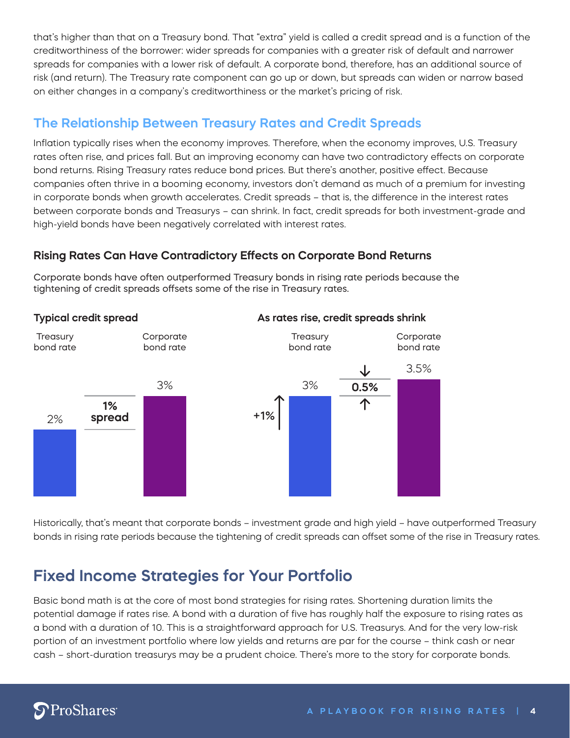that's higher than that on a Treasury bond. That "extra" yield is called a credit spread and is a function of the creditworthiness of the borrower: wider spreads for companies with a greater risk of default and narrower spreads for companies with a lower risk of default. A corporate bond, therefore, has an additional source of risk (and return). The Treasury rate component can go up or down, but spreads can widen or narrow based on either changes in a company's creditworthiness or the market's pricing of risk.

## The Relationship Between Treasury Rates and Credit Spreads

Inflation typically rises when the economy improves. Therefore, when the economy improves, U.S. Treasury rates often rise, and prices fall. But an improving economy can have two contradictory effects on corporate bond returns. Rising Treasury rates reduce bond prices. But there's another, positive effect. Because companies often thrive in a booming economy, investors don't demand as much of a premium for investing in corporate bonds when growth accelerates. Credit spreads – that is, the difference in the interest rates between corporate bonds and Treasurys – can shrink. In fact, credit spreads for both investment-grade and high-yield bonds have been negatively correlated with interest rates.

### Rising Rates Can Have Contradictory Effects on Corporate Bond Returns

Corporate bonds have often outperformed Treasury bonds in rising rate periods because the tightening of credit spreads offsets some of the rise in Treasury rates.

**Typical credit spread**

Treasury bond rate: 2% | **1% spread** | Corporate bond rate: 3%

**As rates rise, credit spreads shrink**

Treasury bond rate: 3% (**+1%**) | **0.5%** | Corporate bond rate: 3.5%

Historically, that's meant that corporate bonds – investment grade and high yield – have outperformed Treasury bonds in rising rate periods because the tightening of credit spreads can offset some of the rise in Treasury rates.

## Fixed Income Strategies for Your Portfolio

Basic bond math is at the core of most bond strategies for rising rates. Shortening duration limits the potential damage if rates rise. A bond with a duration of five has roughly half the exposure to rising rates as a bond with a duration of 10. This is a straightforward approach for U.S. Treasurys. And for the very low-risk portion of an investment portfolio where low yields and returns are par for the course – think cash or near cash – short-duration treasurys may be a prudent choice. There's more to the story for corporate bonds.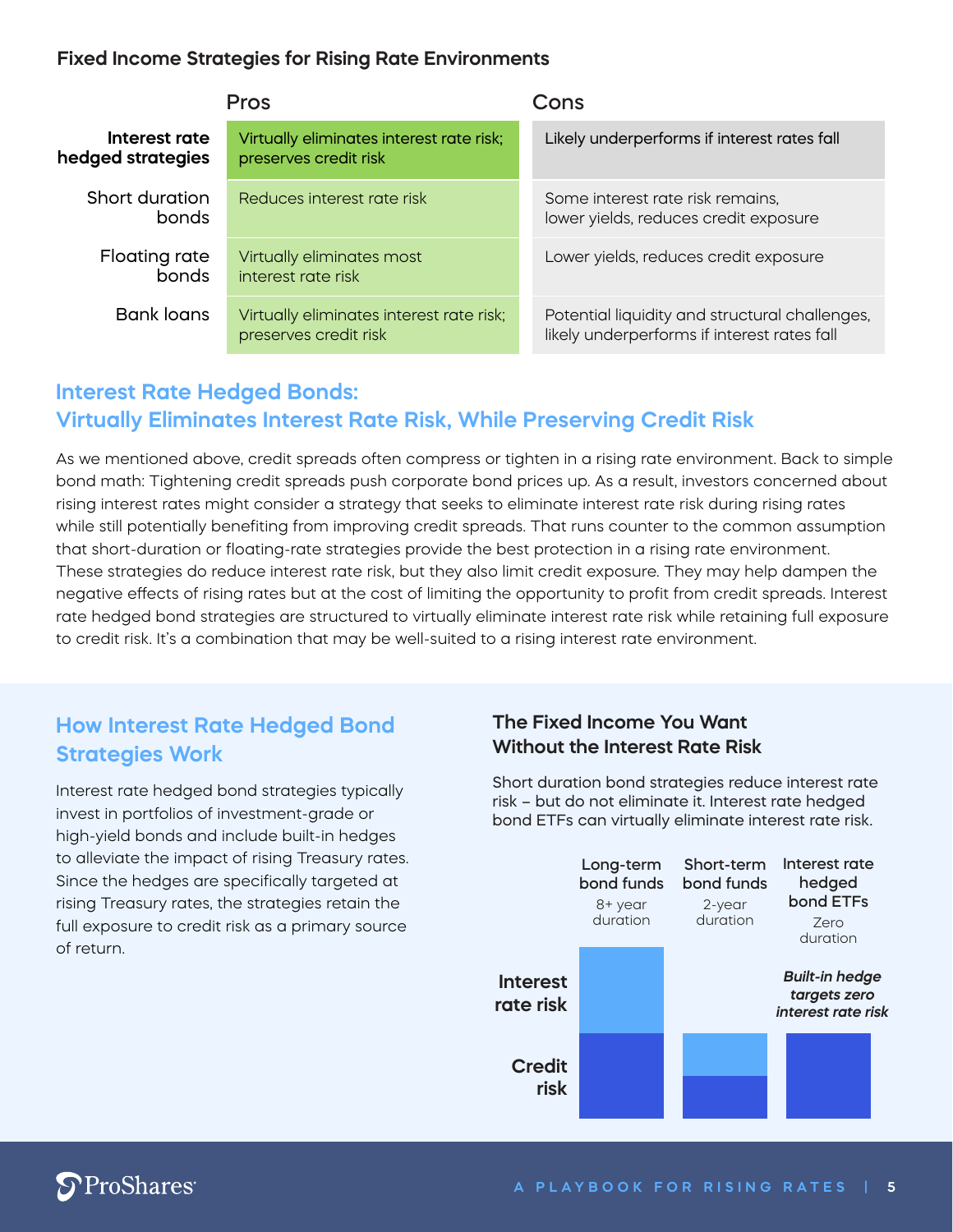### Fixed Income Strategies for Rising Rate Environments

| | Pros | Cons |
| --- | --- | --- |
| **Interest rate hedged strategies** | Virtually eliminates interest rate risk; preserves credit risk | Likely underperforms if interest rates fall |
| Short duration bonds | Reduces interest rate risk | Some interest rate risk remains, lower yields, reduces credit exposure |
| Floating rate bonds | Virtually eliminates most interest rate risk | Lower yields, reduces credit exposure |
| Bank loans | Virtually eliminates interest rate risk; preserves credit risk | Potential liquidity and structural challenges, likely underperforms if interest rates fall |

## Interest Rate Hedged Bonds: Virtually Eliminates Interest Rate Risk, While Preserving Credit Risk

As we mentioned above, credit spreads often compress or tighten in a rising rate environment. Back to simple bond math: Tightening credit spreads push corporate bond prices up. As a result, investors concerned about rising interest rates might consider a strategy that seeks to eliminate interest rate risk during rising rates while still potentially benefiting from improving credit spreads. That runs counter to the common assumption that short-duration or floating-rate strategies provide the best protection in a rising rate environment. These strategies do reduce interest rate risk, but they also limit credit exposure. They may help dampen the negative effects of rising rates but at the cost of limiting the opportunity to profit from credit spreads. Interest rate hedged bond strategies are structured to virtually eliminate interest rate risk while retaining full exposure to credit risk. It's a combination that may be well-suited to a rising interest rate environment.

## How Interest Rate Hedged Bond Strategies Work

Interest rate hedged bond strategies typically invest in portfolios of investment-grade or high-yield bonds and include built-in hedges to alleviate the impact of rising Treasury rates. Since the hedges are specifically targeted at rising Treasury rates, the strategies retain the full exposure to credit risk as a primary source of return.

### The Fixed Income You Want Without the Interest Rate Risk

Short duration bond strategies reduce interest rate risk – but do not eliminate it. Interest rate hedged bond ETFs can virtually eliminate interest rate risk.

| | Long-term bond funds (8+ year duration) | Short-term bond funds (2-year duration) | Interest rate hedged bond ETFs (Zero duration) |
| --- | --- | --- | --- |
| Interest rate risk | ✓ | ✓ (smaller) | *Built-in hedge targets zero interest rate risk* |
| Credit risk | ✓ | ✓ (smaller) | ✓ |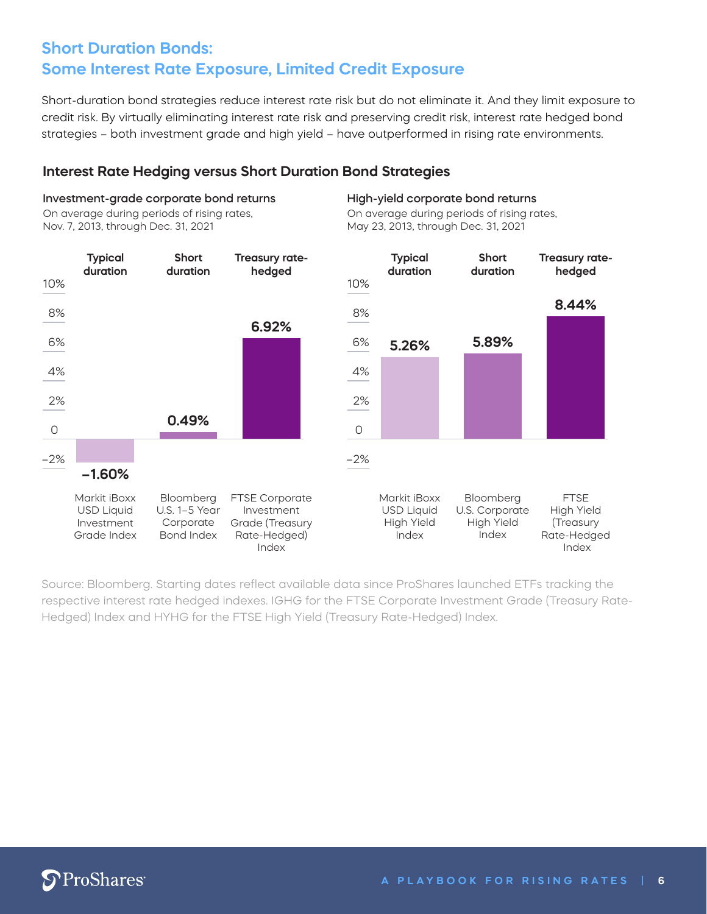## Short Duration Bonds: Some Interest Rate Exposure, Limited Credit Exposure

Short-duration bond strategies reduce interest rate risk but do not eliminate it. And they limit exposure to credit risk. By virtually eliminating interest rate risk and preserving credit risk, interest rate hedged bond strategies – both investment grade and high yield – have outperformed in rising rate environments.

### Interest Rate Hedging versus Short Duration Bond Strategies

**Investment-grade corporate bond returns**

On average during periods of rising rates, Nov. 7, 2013, through Dec. 31, 2021

| | Typical duration | Short duration | Treasury rate-hedged |
|---|---|---|---|
| Index | Markit iBoxx USD Liquid Investment Grade Index | Bloomberg U.S. 1–5 Year Corporate Bond Index | FTSE Corporate Investment Grade (Treasury Rate-Hedged) Index |
| Return | –1.60% | 0.49% | 6.92% |

**High-yield corporate bond returns**

On average during periods of rising rates, May 23, 2013, through Dec. 31, 2021

| | Typical duration | Short duration | Treasury rate-hedged |
|---|---|---|---|
| Index | Markit iBoxx USD Liquid High Yield Index | Bloomberg U.S. Corporate High Yield Index | FTSE High Yield (Treasury Rate-Hedged Index |
| Return | 5.26% | 5.89% | 8.44% |

Source: Bloomberg. Starting dates reflect available data since ProShares launched ETFs tracking the respective interest rate hedged indexes. IGHG for the FTSE Corporate Investment Grade (Treasury Rate-Hedged) Index and HYHG for the FTSE High Yield (Treasury Rate-Hedged) Index.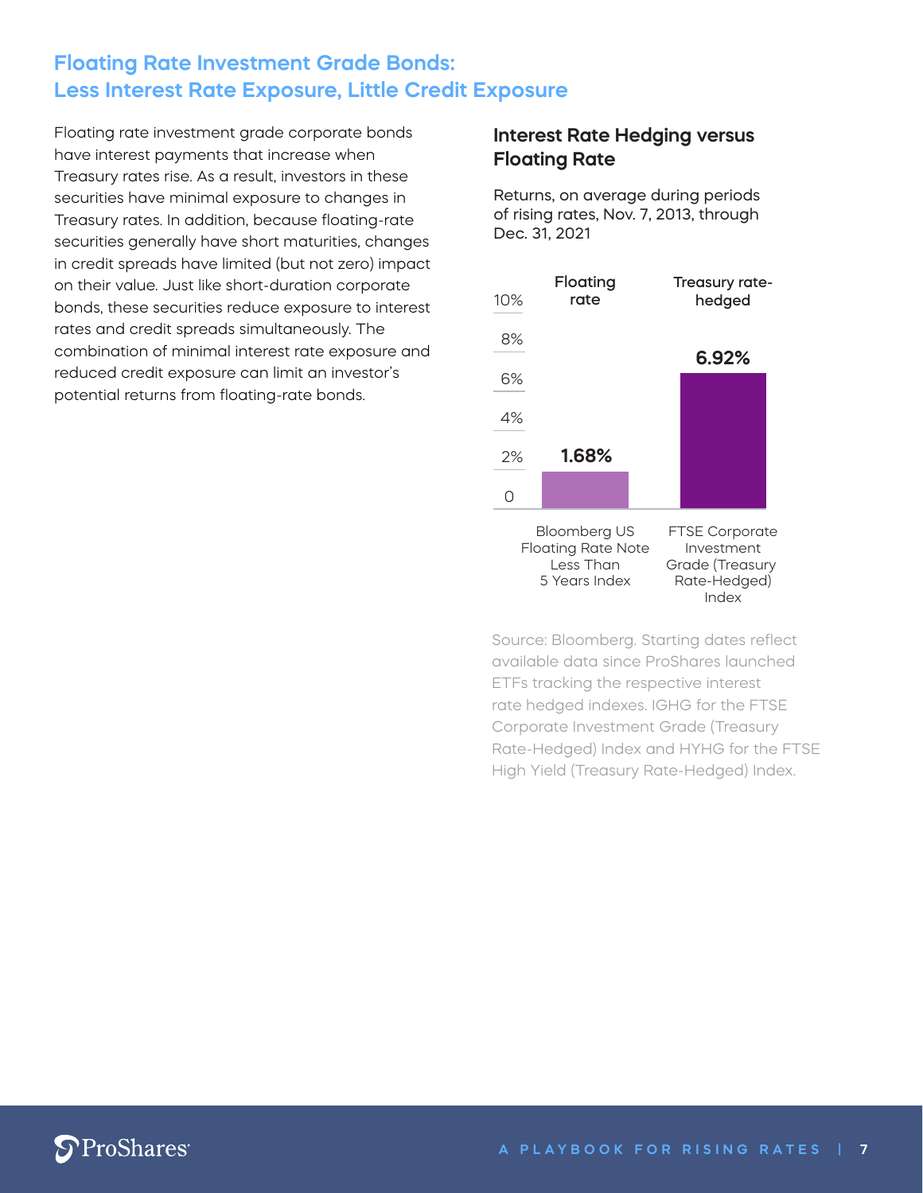## Floating Rate Investment Grade Bonds: Less Interest Rate Exposure, Little Credit Exposure

Floating rate investment grade corporate bonds have interest payments that increase when Treasury rates rise. As a result, investors in these securities have minimal exposure to changes in Treasury rates. In addition, because floating-rate securities generally have short maturities, changes in credit spreads have limited (but not zero) impact on their value. Just like short-duration corporate bonds, these securities reduce exposure to interest rates and credit spreads simultaneously. The combination of minimal interest rate exposure and reduced credit exposure can limit an investor's potential returns from floating-rate bonds.

### Interest Rate Hedging versus Floating Rate

Returns, on average during periods of rising rates, Nov. 7, 2013, through Dec. 31, 2021

| | Floating rate | Treasury rate-hedged |
|---|---|---|
| Index | Bloomberg US Floating Rate Note Less Than 5 Years Index | FTSE Corporate Investment Grade (Treasury Rate-Hedged) Index |
| Return | 1.68% | 6.92% |

Source: Bloomberg. Starting dates reflect available data since ProShares launched ETFs tracking the respective interest rate hedged indexes. IGHG for the FTSE Corporate Investment Grade (Treasury Rate-Hedged) Index and HYHG for the FTSE High Yield (Treasury Rate-Hedged) Index.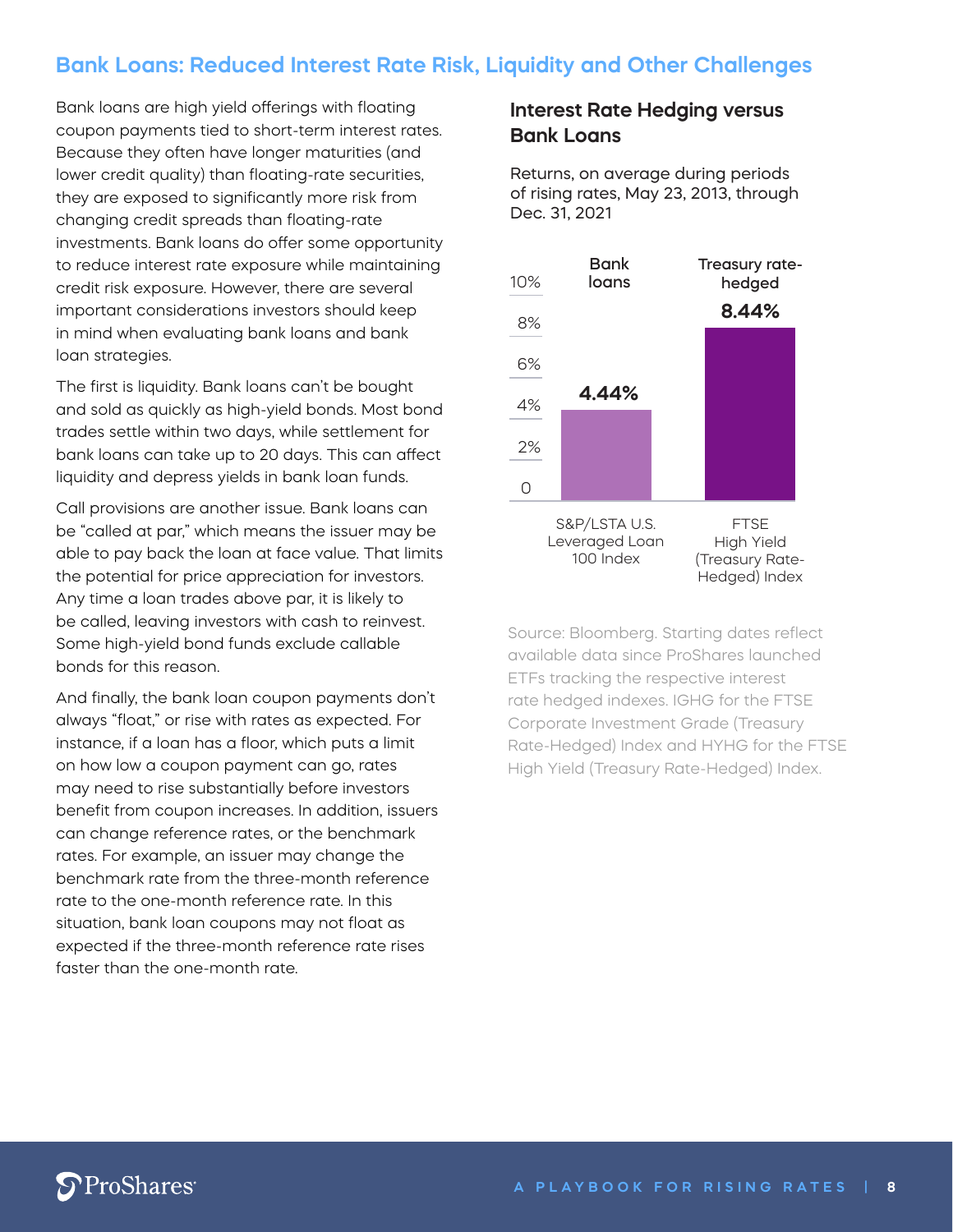## Bank Loans: Reduced Interest Rate Risk, Liquidity and Other Challenges

Bank loans are high yield offerings with floating coupon payments tied to short-term interest rates. Because they often have longer maturities (and lower credit quality) than floating-rate securities, they are exposed to significantly more risk from changing credit spreads than floating-rate investments. Bank loans do offer some opportunity to reduce interest rate exposure while maintaining credit risk exposure. However, there are several important considerations investors should keep in mind when evaluating bank loans and bank loan strategies.

The first is liquidity. Bank loans can't be bought and sold as quickly as high-yield bonds. Most bond trades settle within two days, while settlement for bank loans can take up to 20 days. This can affect liquidity and depress yields in bank loan funds.

Call provisions are another issue. Bank loans can be "called at par," which means the issuer may be able to pay back the loan at face value. That limits the potential for price appreciation for investors. Any time a loan trades above par, it is likely to be called, leaving investors with cash to reinvest. Some high-yield bond funds exclude callable bonds for this reason.

And finally, the bank loan coupon payments don't always "float," or rise with rates as expected. For instance, if a loan has a floor, which puts a limit on how low a coupon payment can go, rates may need to rise substantially before investors benefit from coupon increases. In addition, issuers can change reference rates, or the benchmark rates. For example, an issuer may change the benchmark rate from the three-month reference rate to the one-month reference rate. In this situation, bank loan coupons may not float as expected if the three-month reference rate rises faster than the one-month rate.

### Interest Rate Hedging versus Bank Loans

Returns, on average during periods of rising rates, May 23, 2013, through Dec. 31, 2021

| | Bank loans | Treasury rate-hedged |
|---|---|---|
| Index | S&P/LSTA U.S. Leveraged Loan 100 Index | FTSE High Yield (Treasury Rate-Hedged) Index |
| Return | 4.44% | 8.44% |

Source: Bloomberg. Starting dates reflect available data since ProShares launched ETFs tracking the respective interest rate hedged indexes. IGHG for the FTSE Corporate Investment Grade (Treasury Rate-Hedged) Index and HYHG for the FTSE High Yield (Treasury Rate-Hedged) Index.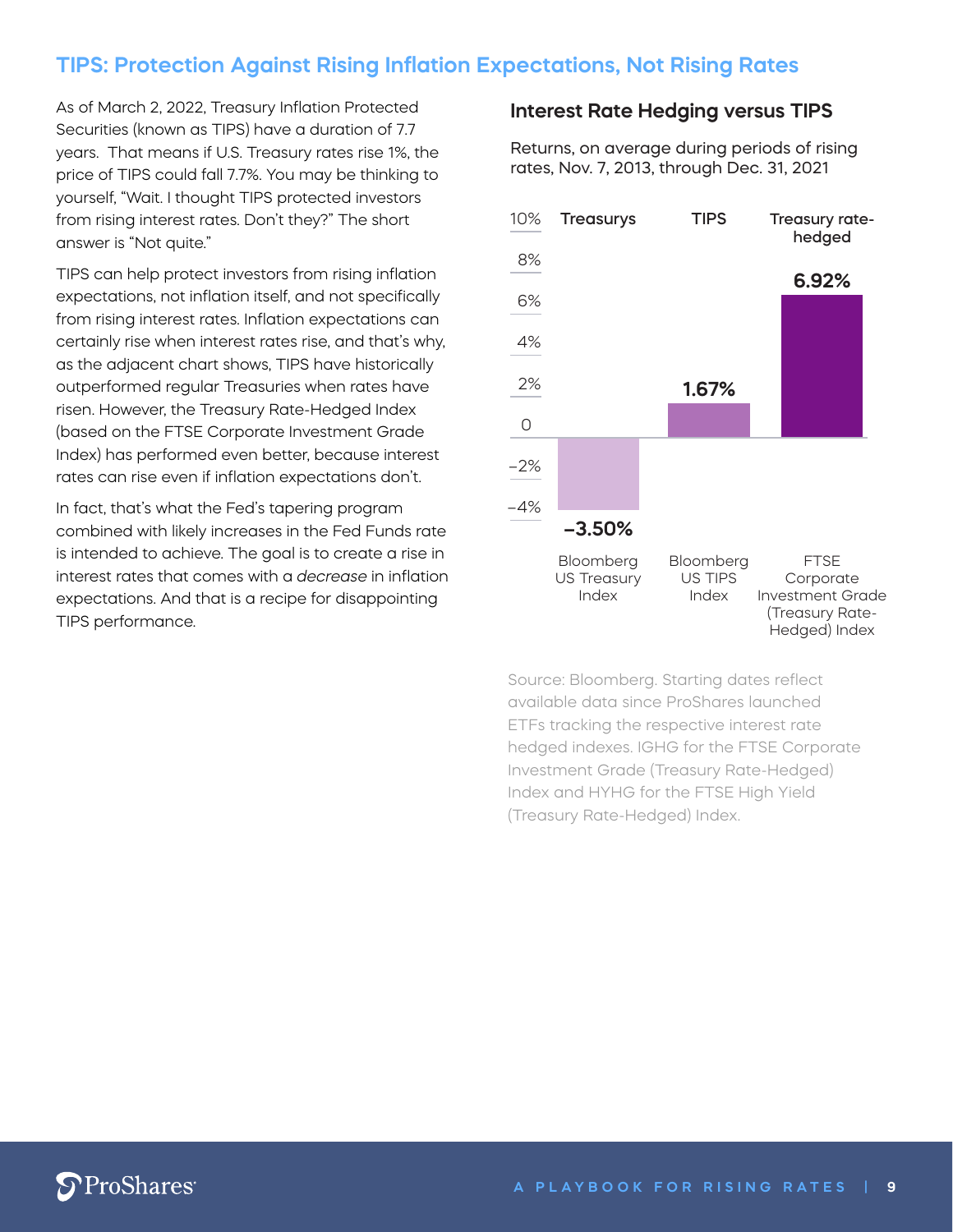## TIPS: Protection Against Rising Inflation Expectations, Not Rising Rates

As of March 2, 2022, Treasury Inflation Protected Securities (known as TIPS) have a duration of 7.7 years. That means if U.S. Treasury rates rise 1%, the price of TIPS could fall 7.7%. You may be thinking to yourself, "Wait. I thought TIPS protected investors from rising interest rates. Don't they?" The short answer is "Not quite."

TIPS can help protect investors from rising inflation expectations, not inflation itself, and not specifically from rising interest rates. Inflation expectations can certainly rise when interest rates rise, and that's why, as the adjacent chart shows, TIPS have historically outperformed regular Treasuries when rates have risen. However, the Treasury Rate-Hedged Index (based on the FTSE Corporate Investment Grade Index) has performed even better, because interest rates can rise even if inflation expectations don't.

In fact, that's what the Fed's tapering program combined with likely increases in the Fed Funds rate is intended to achieve. The goal is to create a rise in interest rates that comes with a *decrease* in inflation expectations. And that is a recipe for disappointing TIPS performance.

### Interest Rate Hedging versus TIPS

Returns, on average during periods of rising rates, Nov. 7, 2013, through Dec. 31, 2021

| | Treasurys | TIPS | Treasury rate-hedged |
|---|---|---|---|
| Index | Bloomberg US Treasury Index | Bloomberg US TIPS Index | FTSE Corporate Investment Grade (Treasury Rate-Hedged) Index |
| Return | −3.50% | 1.67% | 6.92% |

Source: Bloomberg. Starting dates reflect available data since ProShares launched ETFs tracking the respective interest rate hedged indexes. IGHG for the FTSE Corporate Investment Grade (Treasury Rate-Hedged) Index and HYHG for the FTSE High Yield (Treasury Rate-Hedged) Index.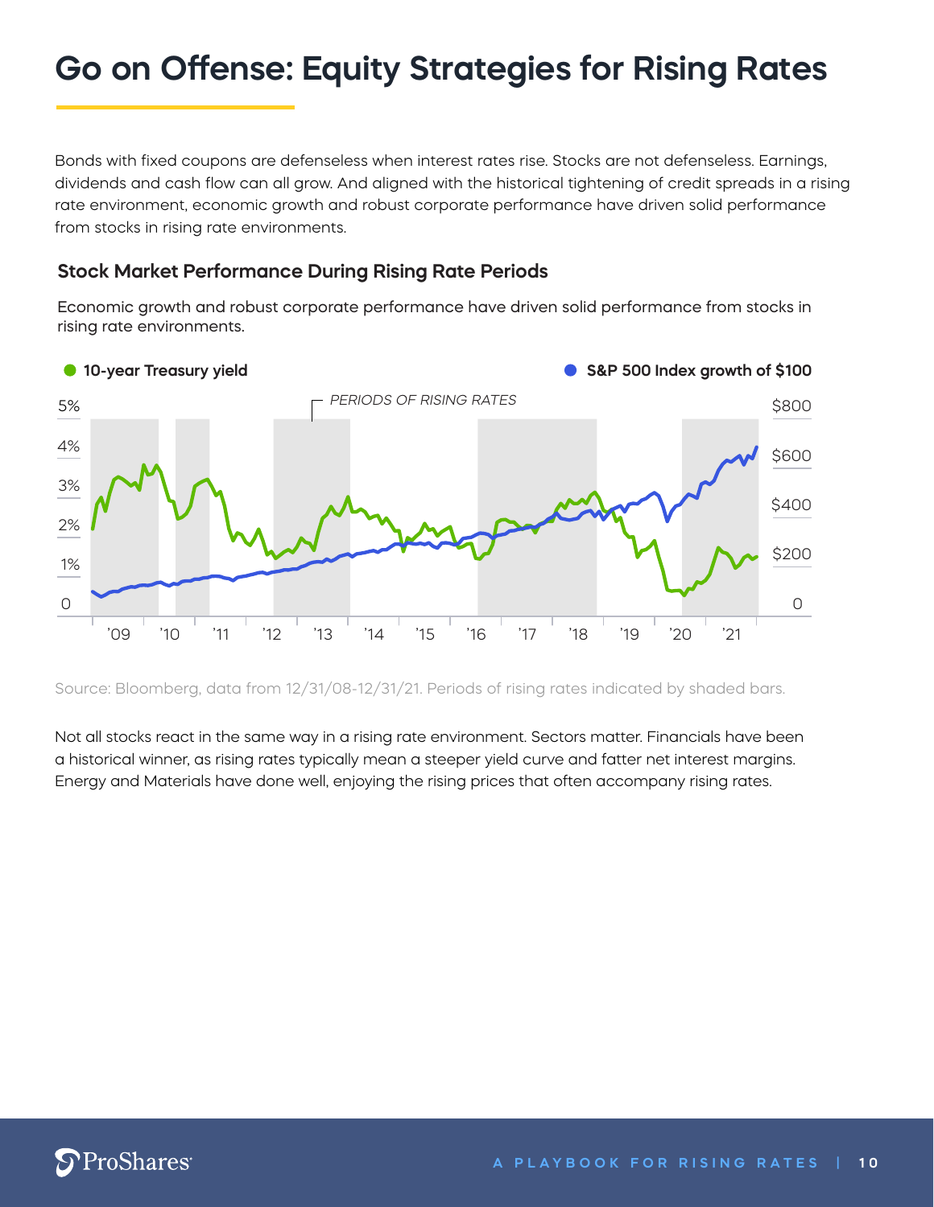# Go on Offense: Equity Strategies for Rising Rates

Bonds with fixed coupons are defenseless when interest rates rise. Stocks are not defenseless. Earnings, dividends and cash flow can all grow. And aligned with the historical tightening of credit spreads in a rising rate environment, economic growth and robust corporate performance have driven solid performance from stocks in rising rate environments.

### Stock Market Performance During Rising Rate Periods

Economic growth and robust corporate performance have driven solid performance from stocks in rising rate environments.

Source: Bloomberg, data from 12/31/08-12/31/21. Periods of rising rates indicated by shaded bars.

Not all stocks react in the same way in a rising rate environment. Sectors matter. Financials have been a historical winner, as rising rates typically mean a steeper yield curve and fatter net interest margins. Energy and Materials have done well, enjoying the rising prices that often accompany rising rates.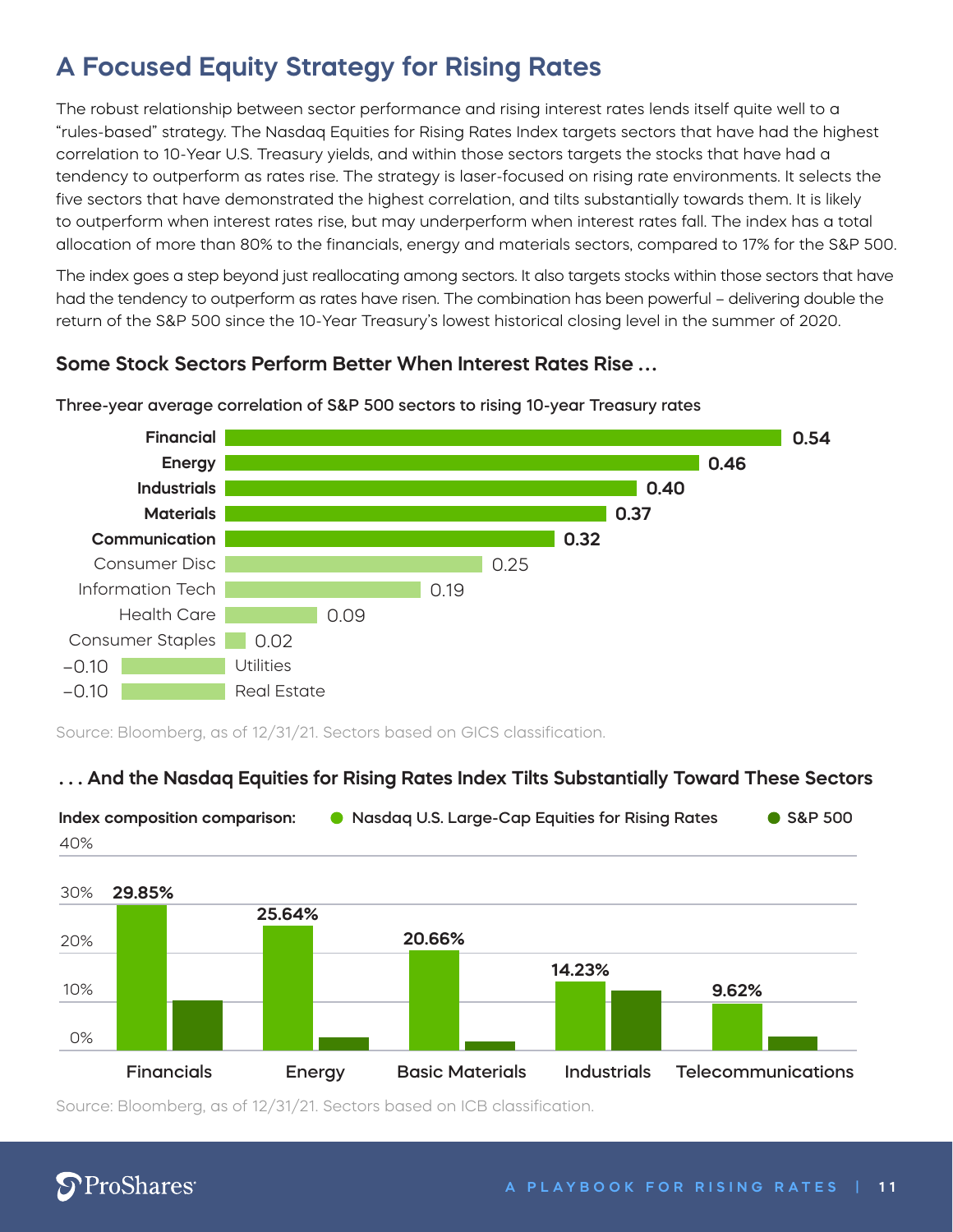# A Focused Equity Strategy for Rising Rates

The robust relationship between sector performance and rising interest rates lends itself quite well to a "rules-based" strategy. The Nasdaq Equities for Rising Rates Index targets sectors that have had the highest correlation to 10-Year U.S. Treasury yields, and within those sectors targets the stocks that have had a tendency to outperform as rates rise. The strategy is laser-focused on rising rate environments. It selects the five sectors that have demonstrated the highest correlation, and tilts substantially towards them. It is likely to outperform when interest rates rise, but may underperform when interest rates fall. The index has a total allocation of more than 80% to the financials, energy and materials sectors, compared to 17% for the S&P 500.

The index goes a step beyond just reallocating among sectors. It also targets stocks within those sectors that have had the tendency to outperform as rates have risen. The combination has been powerful – delivering double the return of the S&P 500 since the 10-Year Treasury's lowest historical closing level in the summer of 2020.

### Some Stock Sectors Perform Better When Interest Rates Rise ...

**Three-year average correlation of S&P 500 sectors to rising 10-year Treasury rates**

| Sector | Correlation |
|---|---|
| **Financial** | **0.54** |
| **Energy** | **0.46** |
| **Industrials** | **0.40** |
| **Materials** | **0.37** |
| **Communication** | **0.32** |
| Consumer Disc | 0.25 |
| Information Tech | 0.19 |
| Health Care | 0.09 |
| Consumer Staples | 0.02 |
| Utilities | −0.10 |
| Real Estate | −0.10 |

Source: Bloomberg, as of 12/31/21. Sectors based on GICS classification.

### . . . And the Nasdaq Equities for Rising Rates Index Tilts Substantially Toward These Sectors

**Index composition comparison:** Nasdaq U.S. Large-Cap Equities for Rising Rates; S&P 500

| Sector | Nasdaq U.S. Large-Cap Equities for Rising Rates | S&P 500 |
|---|---|---|
| Financials | 29.85% | |
| Energy | 25.64% | |
| Basic Materials | 20.66% | |
| Industrials | 14.23% | |
| Telecommunications | 9.62% | |

Source: Bloomberg, as of 12/31/21. Sectors based on ICB classification.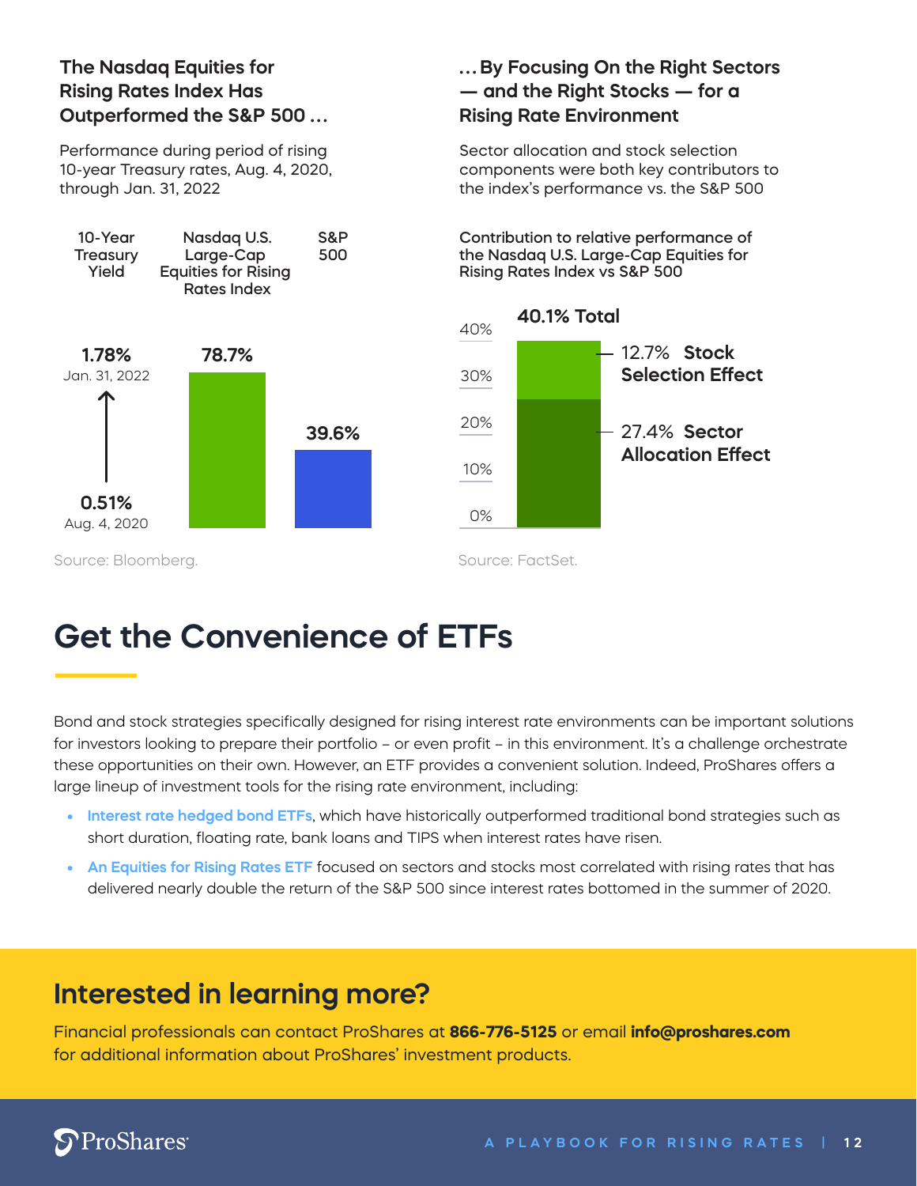### The Nasdaq Equities for Rising Rates Index Has Outperformed the S&P 500 …

Performance during period of rising 10-year Treasury rates, Aug. 4, 2020, through Jan. 31, 2022

| 10-Year Treasury Yield | Nasdaq U.S. Large-Cap Equities for Rising Rates Index | S&P 500 |
| --- | --- | --- |
| 0.51% (Aug. 4, 2020) → 1.78% (Jan. 31, 2022) | 78.7% | 39.6% |

Source: Bloomberg.

### … By Focusing On the Right Sectors — and the Right Stocks — for a Rising Rate Environment

Sector allocation and stock selection components were both key contributors to the index's performance vs. the S&P 500

Contribution to relative performance of the Nasdaq U.S. Large-Cap Equities for Rising Rates Index vs S&P 500

**40.1% Total**

- 12.7% **Stock Selection Effect**
- 27.4% **Sector Allocation Effect**

Source: FactSet.

# Get the Convenience of ETFs

Bond and stock strategies specifically designed for rising interest rate environments can be important solutions for investors looking to prepare their portfolio – or even profit – in this environment. It's a challenge orchestrate these opportunities on their own. However, an ETF provides a convenient solution. Indeed, ProShares offers a large lineup of investment tools for the rising rate environment, including:

- **Interest rate hedged bond ETFs**, which have historically outperformed traditional bond strategies such as short duration, floating rate, bank loans and TIPS when interest rates have risen.
- **An Equities for Rising Rates ETF** focused on sectors and stocks most correlated with rising rates that has delivered nearly double the return of the S&P 500 since interest rates bottomed in the summer of 2020.

## Interested in learning more?

Financial professionals can contact ProShares at **866-776-5125** or email **info@proshares.com** for additional information about ProShares' investment products.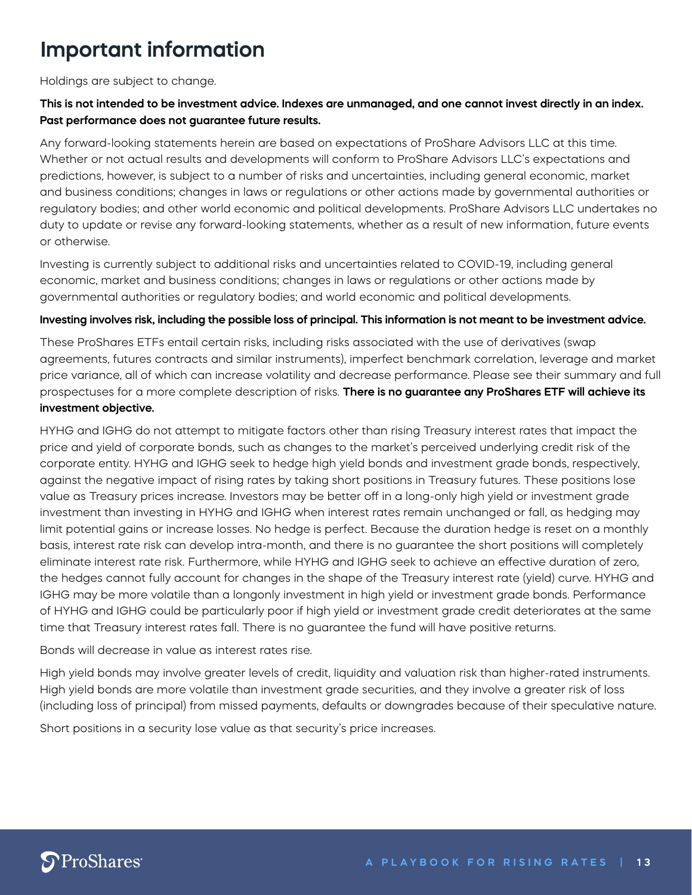# Important information

Holdings are subject to change.

**This is not intended to be investment advice. Indexes are unmanaged, and one cannot invest directly in an index. Past performance does not guarantee future results.**

Any forward-looking statements herein are based on expectations of ProShare Advisors LLC at this time. Whether or not actual results and developments will conform to ProShare Advisors LLC's expectations and predictions, however, is subject to a number of risks and uncertainties, including general economic, market and business conditions; changes in laws or regulations or other actions made by governmental authorities or regulatory bodies; and other world economic and political developments. ProShare Advisors LLC undertakes no duty to update or revise any forward-looking statements, whether as a result of new information, future events or otherwise.

Investing is currently subject to additional risks and uncertainties related to COVID-19, including general economic, market and business conditions; changes in laws or regulations or other actions made by governmental authorities or regulatory bodies; and world economic and political developments.

**Investing involves risk, including the possible loss of principal. This information is not meant to be investment advice.**

These ProShares ETFs entail certain risks, including risks associated with the use of derivatives (swap agreements, futures contracts and similar instruments), imperfect benchmark correlation, leverage and market price variance, all of which can increase volatility and decrease performance. Please see their summary and full prospectuses for a more complete description of risks. **There is no guarantee any ProShares ETF will achieve its investment objective.**

HYHG and IGHG do not attempt to mitigate factors other than rising Treasury interest rates that impact the price and yield of corporate bonds, such as changes to the market's perceived underlying credit risk of the corporate entity. HYHG and IGHG seek to hedge high yield bonds and investment grade bonds, respectively, against the negative impact of rising rates by taking short positions in Treasury futures. These positions lose value as Treasury prices increase. Investors may be better off in a long-only high yield or investment grade investment than investing in HYHG and IGHG when interest rates remain unchanged or fall, as hedging may limit potential gains or increase losses. No hedge is perfect. Because the duration hedge is reset on a monthly basis, interest rate risk can develop intra-month, and there is no guarantee the short positions will completely eliminate interest rate risk. Furthermore, while HYHG and IGHG seek to achieve an effective duration of zero, the hedges cannot fully account for changes in the shape of the Treasury interest rate (yield) curve. HYHG and IGHG may be more volatile than a longonly investment in high yield or investment grade bonds. Performance of HYHG and IGHG could be particularly poor if high yield or investment grade credit deteriorates at the same time that Treasury interest rates fall. There is no guarantee the fund will have positive returns.

Bonds will decrease in value as interest rates rise.

High yield bonds may involve greater levels of credit, liquidity and valuation risk than higher-rated instruments. High yield bonds are more volatile than investment grade securities, and they involve a greater risk of loss (including loss of principal) from missed payments, defaults or downgrades because of their speculative nature.

Short positions in a security lose value as that security's price increases.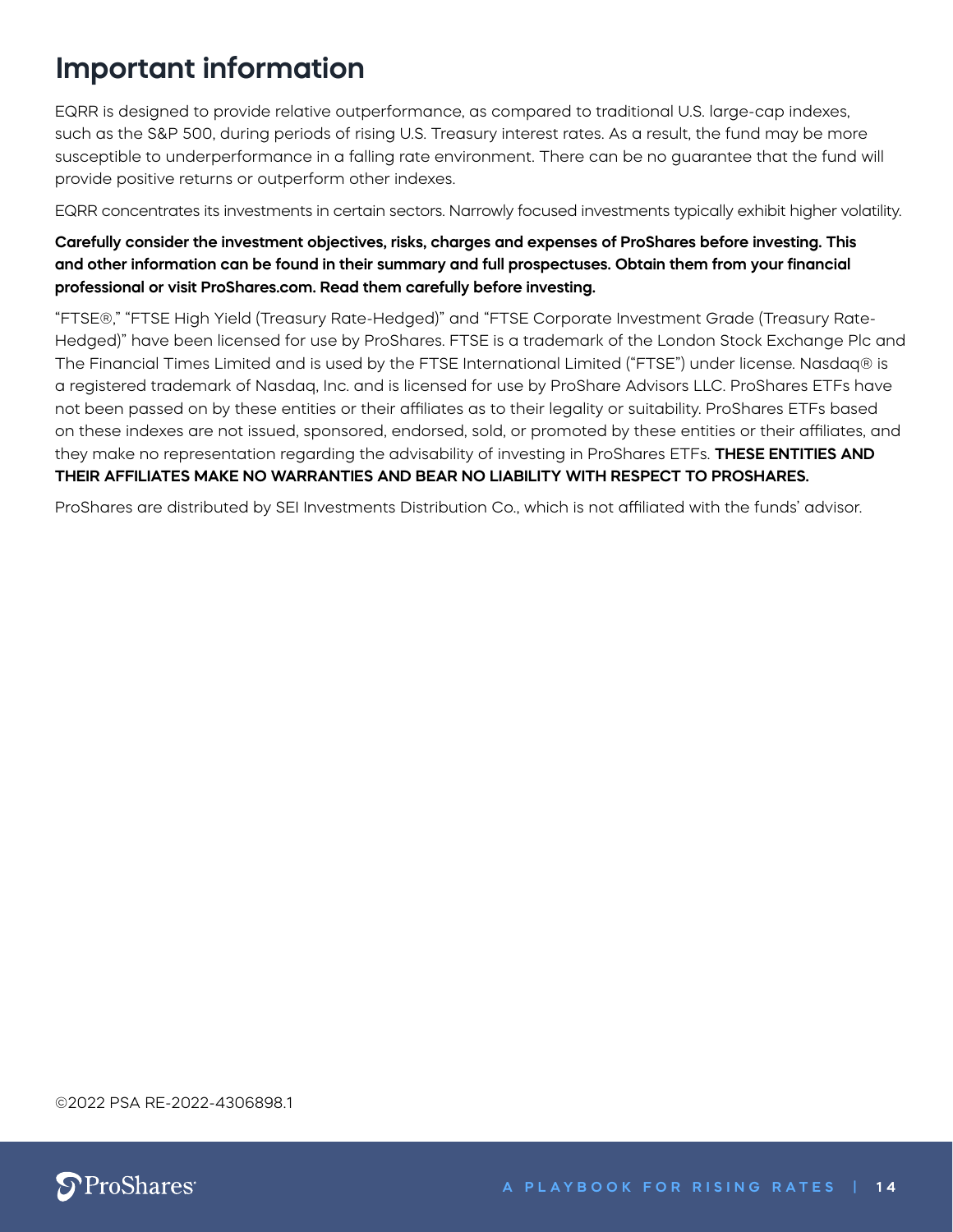# Important information

EQRR is designed to provide relative outperformance, as compared to traditional U.S. large-cap indexes, such as the S&P 500, during periods of rising U.S. Treasury interest rates. As a result, the fund may be more susceptible to underperformance in a falling rate environment. There can be no guarantee that the fund will provide positive returns or outperform other indexes.

EQRR concentrates its investments in certain sectors. Narrowly focused investments typically exhibit higher volatility.

**Carefully consider the investment objectives, risks, charges and expenses of ProShares before investing. This and other information can be found in their summary and full prospectuses. Obtain them from your financial professional or visit ProShares.com. Read them carefully before investing.**

"FTSE®," "FTSE High Yield (Treasury Rate-Hedged)" and "FTSE Corporate Investment Grade (Treasury Rate-Hedged)" have been licensed for use by ProShares. FTSE is a trademark of the London Stock Exchange Plc and The Financial Times Limited and is used by the FTSE International Limited ("FTSE") under license. Nasdaq® is a registered trademark of Nasdaq, Inc. and is licensed for use by ProShare Advisors LLC. ProShares ETFs have not been passed on by these entities or their affiliates as to their legality or suitability. ProShares ETFs based on these indexes are not issued, sponsored, endorsed, sold, or promoted by these entities or their affiliates, and they make no representation regarding the advisability of investing in ProShares ETFs. **THESE ENTITIES AND THEIR AFFILIATES MAKE NO WARRANTIES AND BEAR NO LIABILITY WITH RESPECT TO PROSHARES.**

ProShares are distributed by SEI Investments Distribution Co., which is not affiliated with the funds' advisor.

©2022 PSA RE-2022-4306898.1